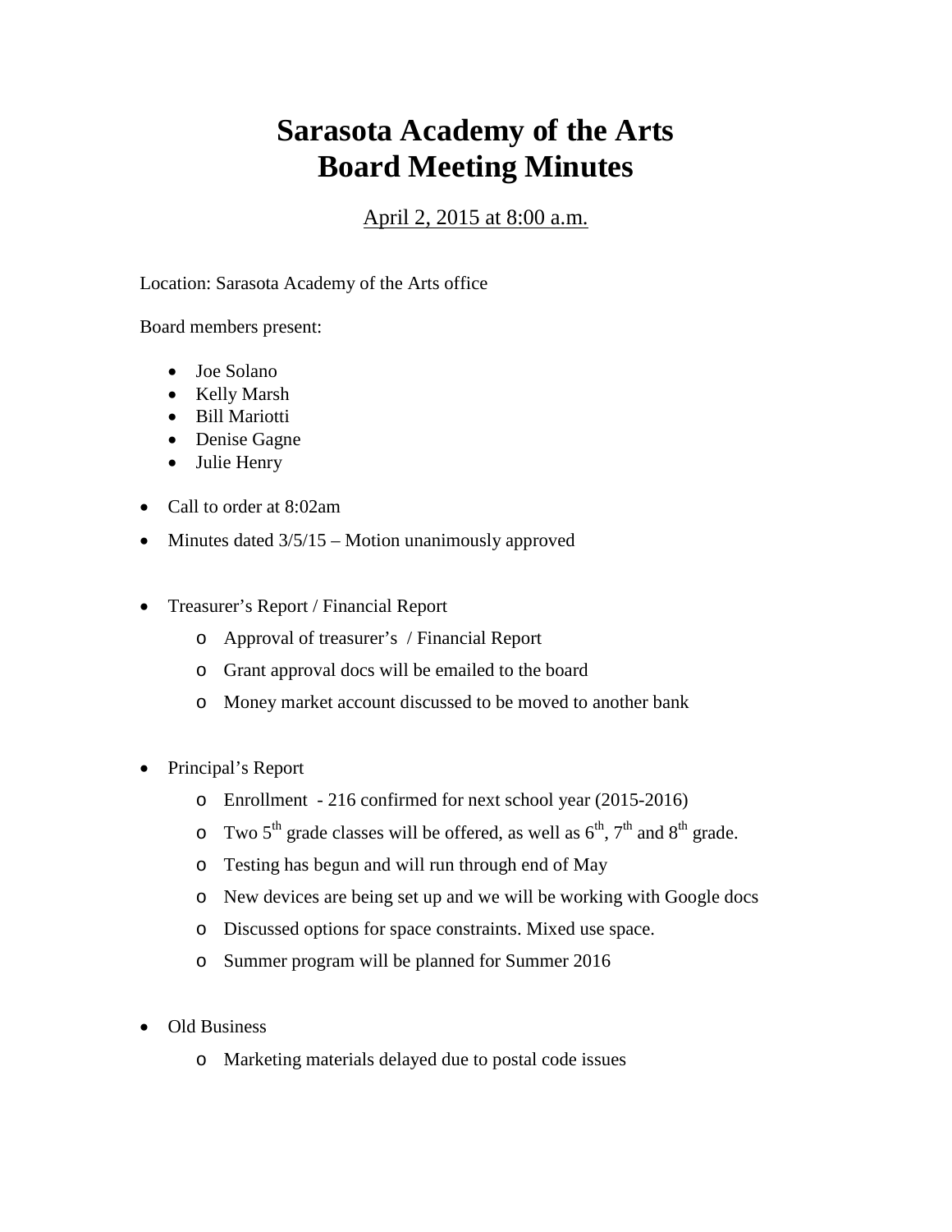# Sarasota Academy of the Arts
# Board Meeting Minutes

April 2, 2015 at 8:00 a.m.

Location: Sarasota Academy of the Arts office

Board members present:

- Joe Solano
- Kelly Marsh
- Bill Mariotti
- Denise Gagne
- Julie Henry

- Call to order at 8:02am
- Minutes dated 3/5/15 – Motion unanimously approved

- Treasurer's Report / Financial Report
  - Approval of treasurer's / Financial Report
  - Grant approval docs will be emailed to the board
  - Money market account discussed to be moved to another bank

- Principal's Report
  - Enrollment - 216 confirmed for next school year (2015-2016)
  - Two 5th grade classes will be offered, as well as 6th, 7th and 8th grade.
  - Testing has begun and will run through end of May
  - New devices are being set up and we will be working with Google docs
  - Discussed options for space constraints. Mixed use space.
  - Summer program will be planned for Summer 2016

- Old Business
  - Marketing materials delayed due to postal code issues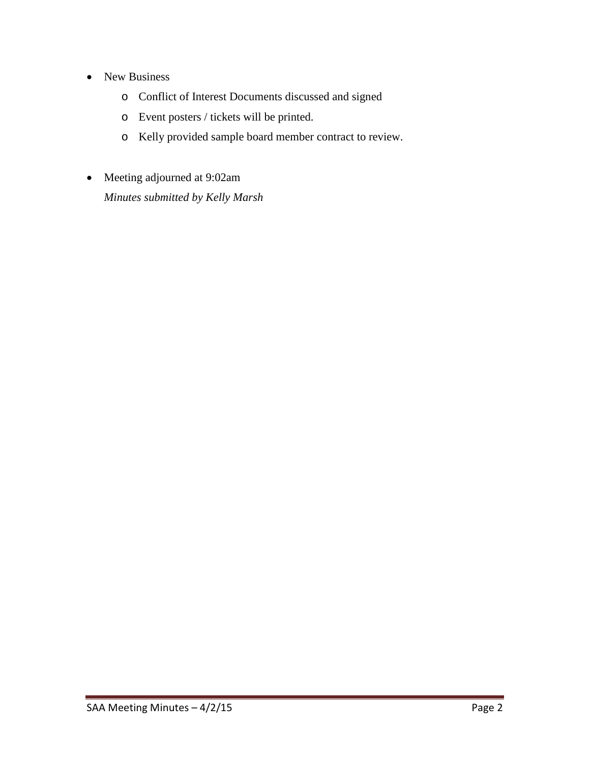- New Business
  - Conflict of Interest Documents discussed and signed
  - Event posters / tickets will be printed.
  - Kelly provided sample board member contract to review.

- Meeting adjourned at 9:02am

  *Minutes submitted by Kelly Marsh*